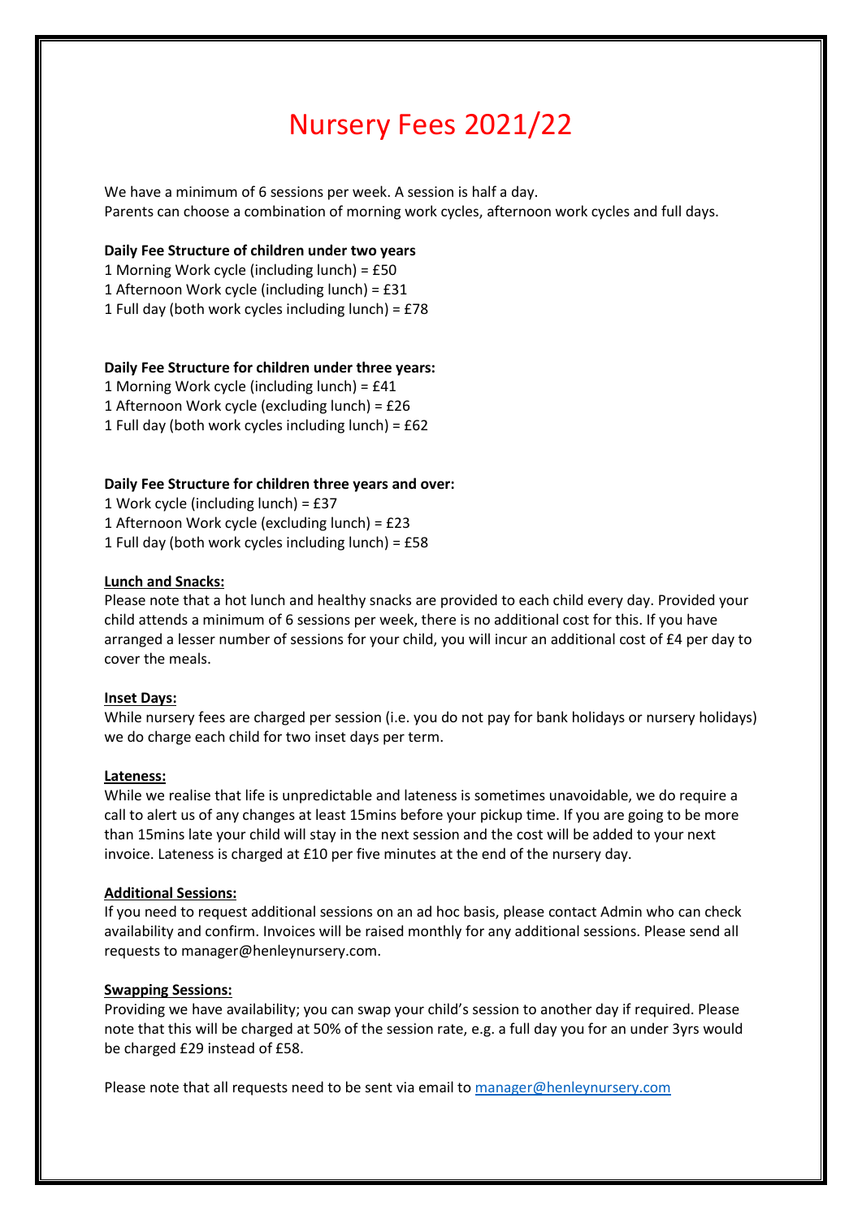# Nursery Fees 2021/22

We have a minimum of 6 sessions per week. A session is half a day.
Parents can choose a combination of morning work cycles, afternoon work cycles and full days.

**Daily Fee Structure of children under two years**
1 Morning Work cycle (including lunch) = £50
1 Afternoon Work cycle (including lunch) = £31
1 Full day (both work cycles including lunch) = £78

**Daily Fee Structure for children under three years:**
1 Morning Work cycle (including lunch) = £41
1 Afternoon Work cycle (excluding lunch) = £26
1 Full day (both work cycles including lunch) = £62

**Daily Fee Structure for children three years and over:**
1 Work cycle (including lunch) = £37
1 Afternoon Work cycle (excluding lunch) = £23
1 Full day (both work cycles including lunch) = £58

**Lunch and Snacks:**
Please note that a hot lunch and healthy snacks are provided to each child every day. Provided your child attends a minimum of 6 sessions per week, there is no additional cost for this. If you have arranged a lesser number of sessions for your child, you will incur an additional cost of £4 per day to cover the meals.

**Inset Days:**
While nursery fees are charged per session (i.e. you do not pay for bank holidays or nursery holidays) we do charge each child for two inset days per term.

**Lateness:**
While we realise that life is unpredictable and lateness is sometimes unavoidable, we do require a call to alert us of any changes at least 15mins before your pickup time. If you are going to be more than 15mins late your child will stay in the next session and the cost will be added to your next invoice. Lateness is charged at £10 per five minutes at the end of the nursery day.

**Additional Sessions:**
If you need to request additional sessions on an ad hoc basis, please contact Admin who can check availability and confirm. Invoices will be raised monthly for any additional sessions. Please send all requests to manager@henleynursery.com.

**Swapping Sessions:**
Providing we have availability; you can swap your child's session to another day if required. Please note that this will be charged at 50% of the session rate, e.g. a full day you for an under 3yrs would be charged £29 instead of £58.

Please note that all requests need to be sent via email to manager@henleynursery.com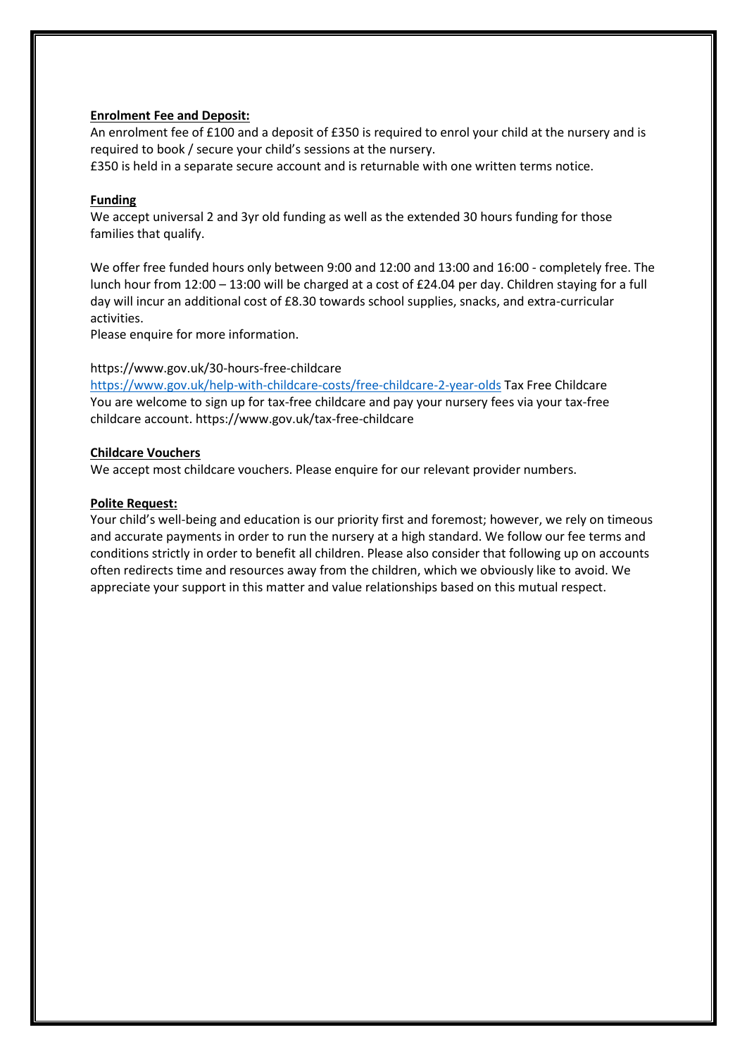**Enrolment Fee and Deposit:**

An enrolment fee of £100 and a deposit of £350 is required to enrol your child at the nursery and is required to book / secure your child's sessions at the nursery.
£350 is held in a separate secure account and is returnable with one written terms notice.

**Funding**

We accept universal 2 and 3yr old funding as well as the extended 30 hours funding for those families that qualify.

We offer free funded hours only between 9:00 and 12:00 and 13:00 and 16:00 - completely free. The lunch hour from 12:00 – 13:00 will be charged at a cost of £24.04 per day. Children staying for a full day will incur an additional cost of £8.30 towards school supplies, snacks, and extra-curricular activities.
Please enquire for more information.

https://www.gov.uk/30-hours-free-childcare
https://www.gov.uk/help-with-childcare-costs/free-childcare-2-year-olds Tax Free Childcare
You are welcome to sign up for tax-free childcare and pay your nursery fees via your tax-free childcare account. https://www.gov.uk/tax-free-childcare

**Childcare Vouchers**

We accept most childcare vouchers. Please enquire for our relevant provider numbers.

**Polite Request:**

Your child's well-being and education is our priority first and foremost; however, we rely on timeous and accurate payments in order to run the nursery at a high standard. We follow our fee terms and conditions strictly in order to benefit all children. Please also consider that following up on accounts often redirects time and resources away from the children, which we obviously like to avoid. We appreciate your support in this matter and value relationships based on this mutual respect.